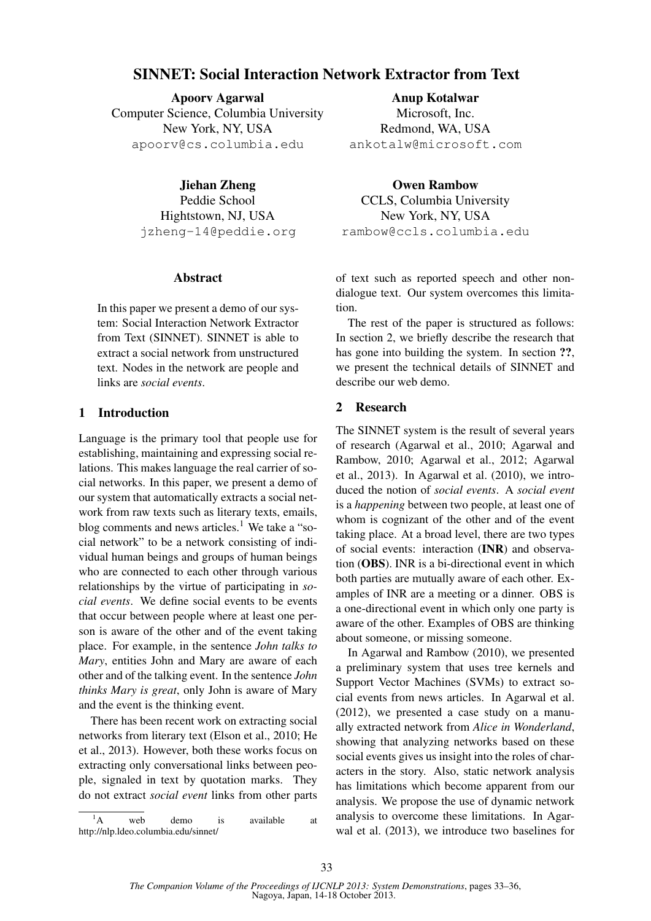# SINNET: Social Interaction Network Extractor from Text

**Apoorv Agarwal**
Computer Science, Columbia University
New York, NY, USA
apoorv@cs.columbia.edu

**Anup Kotalwar**
Microsoft, Inc.
Redmond, WA, USA
ankotalw@microsoft.com

**Jiehan Zheng**
Peddie School
Hightstown, NJ, USA
jzheng-14@peddie.org

**Owen Rambow**
CCLS, Columbia University
New York, NY, USA
rambow@ccls.columbia.edu

## Abstract

In this paper we present a demo of our system: Social Interaction Network Extractor from Text (SINNET). SINNET is able to extract a social network from unstructured text. Nodes in the network are people and links are *social events*.

## 1 Introduction

Language is the primary tool that people use for establishing, maintaining and expressing social relations. This makes language the real carrier of social networks. In this paper, we present a demo of our system that automatically extracts a social network from raw texts such as literary texts, emails, blog comments and news articles.[1] We take a "social network" to be a network consisting of individual human beings and groups of human beings who are connected to each other through various relationships by the virtue of participating in *social events*. We define social events to be events that occur between people where at least one person is aware of the other and of the event taking place. For example, in the sentence *John talks to Mary*, entities John and Mary are aware of each other and of the talking event. In the sentence *John thinks Mary is great*, only John is aware of Mary and the event is the thinking event.

There has been recent work on extracting social networks from literary text (Elson et al., 2010; He et al., 2013). However, both these works focus on extracting only conversational links between people, signaled in text by quotation marks. They do not extract *social event* links from other parts of text such as reported speech and other non-dialogue text. Our system overcomes this limitation.

The rest of the paper is structured as follows: In section 2, we briefly describe the research that has gone into building the system. In section **??**, we present the technical details of SINNET and describe our web demo.

[1] A web demo is available at http://nlp.ldeo.columbia.edu/sinnet/

## 2 Research

The SINNET system is the result of several years of research (Agarwal et al., 2010; Agarwal and Rambow, 2010; Agarwal et al., 2012; Agarwal et al., 2013). In Agarwal et al. (2010), we introduced the notion of *social events*. A *social event* is a *happening* between two people, at least one of whom is cognizant of the other and of the event taking place. At a broad level, there are two types of social events: interaction (**INR**) and observation (**OBS**). INR is a bi-directional event in which both parties are mutually aware of each other. Examples of INR are a meeting or a dinner. OBS is a one-directional event in which only one party is aware of the other. Examples of OBS are thinking about someone, or missing someone.

In Agarwal and Rambow (2010), we presented a preliminary system that uses tree kernels and Support Vector Machines (SVMs) to extract social events from news articles. In Agarwal et al. (2012), we presented a case study on a manually extracted network from *Alice in Wonderland*, showing that analyzing networks based on these social events gives us insight into the roles of characters in the story. Also, static network analysis has limitations which become apparent from our analysis. We propose the use of dynamic network analysis to overcome these limitations. In Agarwal et al. (2013), we introduce two baselines for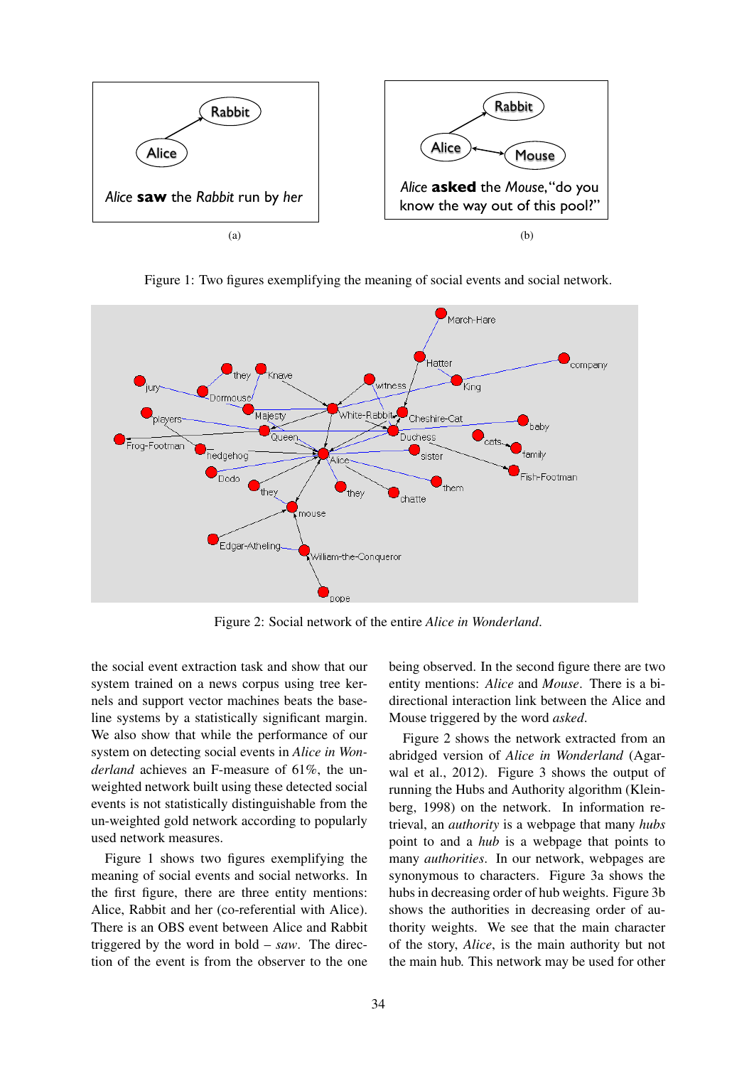Figure 1: Two figures exemplifying the meaning of social events and social network.

Figure 2: Social network of the entire *Alice in Wonderland*.

the social event extraction task and show that our system trained on a news corpus using tree kernels and support vector machines beats the baseline systems by a statistically significant margin. We also show that while the performance of our system on detecting social events in *Alice in Wonderland* achieves an F-measure of 61%, the unweighted network built using these detected social events is not statistically distinguishable from the un-weighted gold network according to popularly used network measures.

Figure 1 shows two figures exemplifying the meaning of social events and social networks. In the first figure, there are three entity mentions: Alice, Rabbit and her (co-referential with Alice). There is an OBS event between Alice and Rabbit triggered by the word in bold – *saw*. The direction of the event is from the observer to the one being observed. In the second figure there are two entity mentions: *Alice* and *Mouse*. There is a bi-directional interaction link between the Alice and Mouse triggered by the word *asked*.

Figure 2 shows the network extracted from an abridged version of *Alice in Wonderland* (Agarwal et al., 2012). Figure 3 shows the output of running the Hubs and Authority algorithm (Kleinberg, 1998) on the network. In information retrieval, an *authority* is a webpage that many *hubs* point to and a *hub* is a webpage that points to many *authorities*. In our network, webpages are synonymous to characters. Figure 3a shows the hubs in decreasing order of hub weights. Figure 3b shows the authorities in decreasing order of authority weights. We see that the main character of the story, *Alice*, is the main authority but not the main hub. This network may be used for other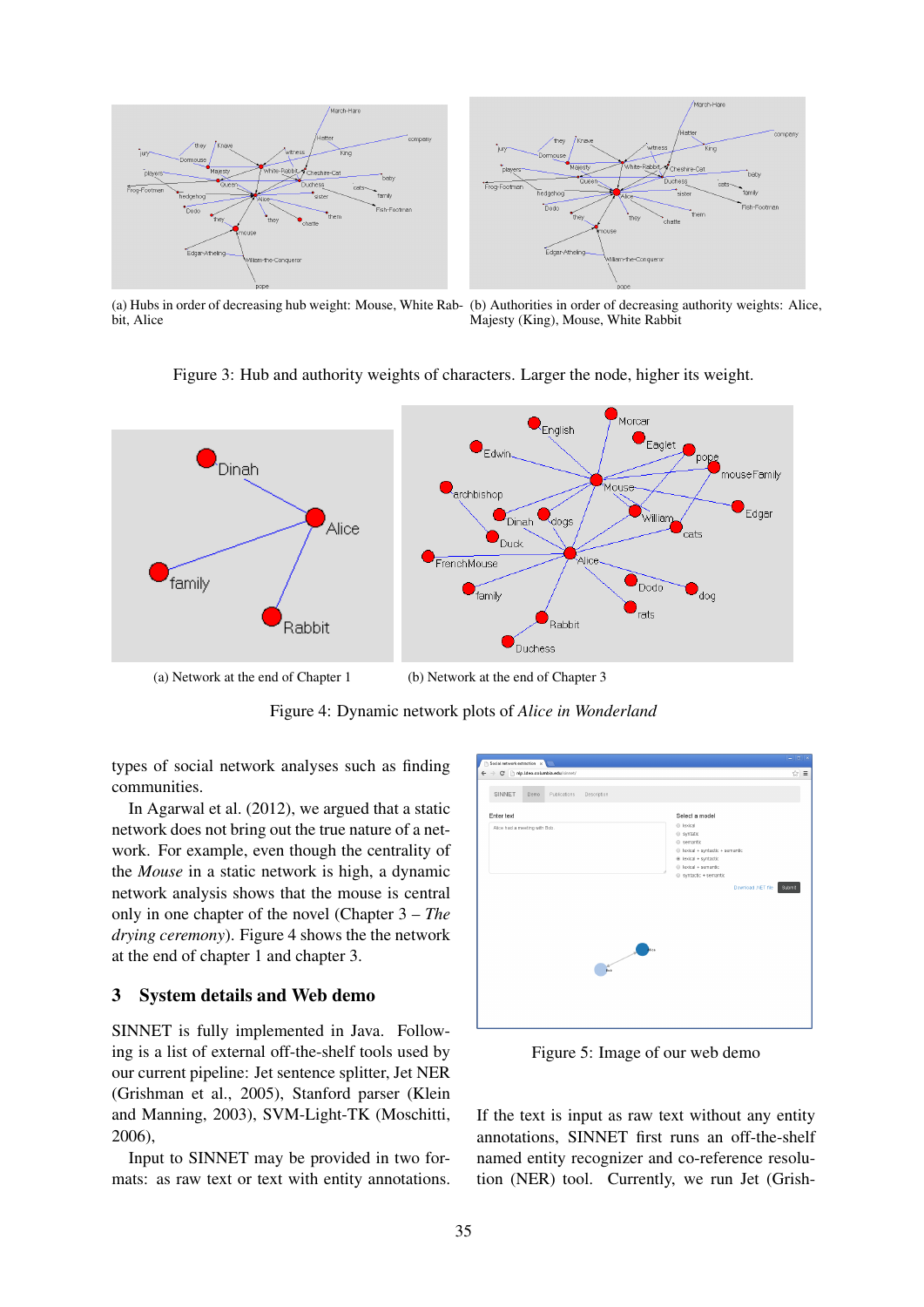(a) Hubs in order of decreasing hub weight: Mouse, White Rabbit, Alice

(b) Authorities in order of decreasing authority weights: Alice, Majesty (King), Mouse, White Rabbit

Figure 3: Hub and authority weights of characters. Larger the node, higher its weight.

(a) Network at the end of Chapter 1

(b) Network at the end of Chapter 3

Figure 4: Dynamic network plots of *Alice in Wonderland*

types of social network analyses such as finding communities.

In Agarwal et al. (2012), we argued that a static network does not bring out the true nature of a network. For example, even though the centrality of the *Mouse* in a static network is high, a dynamic network analysis shows that the mouse is central only in one chapter of the novel (Chapter 3 – *The drying ceremony*). Figure 4 shows the the network at the end of chapter 1 and chapter 3.

## 3 System details and Web demo

SINNET is fully implemented in Java. Following is a list of external off-the-shelf tools used by our current pipeline: Jet sentence splitter, Jet NER (Grishman et al., 2005), Stanford parser (Klein and Manning, 2003), SVM-Light-TK (Moschitti, 2006),

Input to SINNET may be provided in two formats: as raw text or text with entity annotations.

Figure 5: Image of our web demo

If the text is input as raw text without any entity annotations, SINNET first runs an off-the-shelf named entity recognizer and co-reference resolution (NER) tool. Currently, we run Jet (Grish-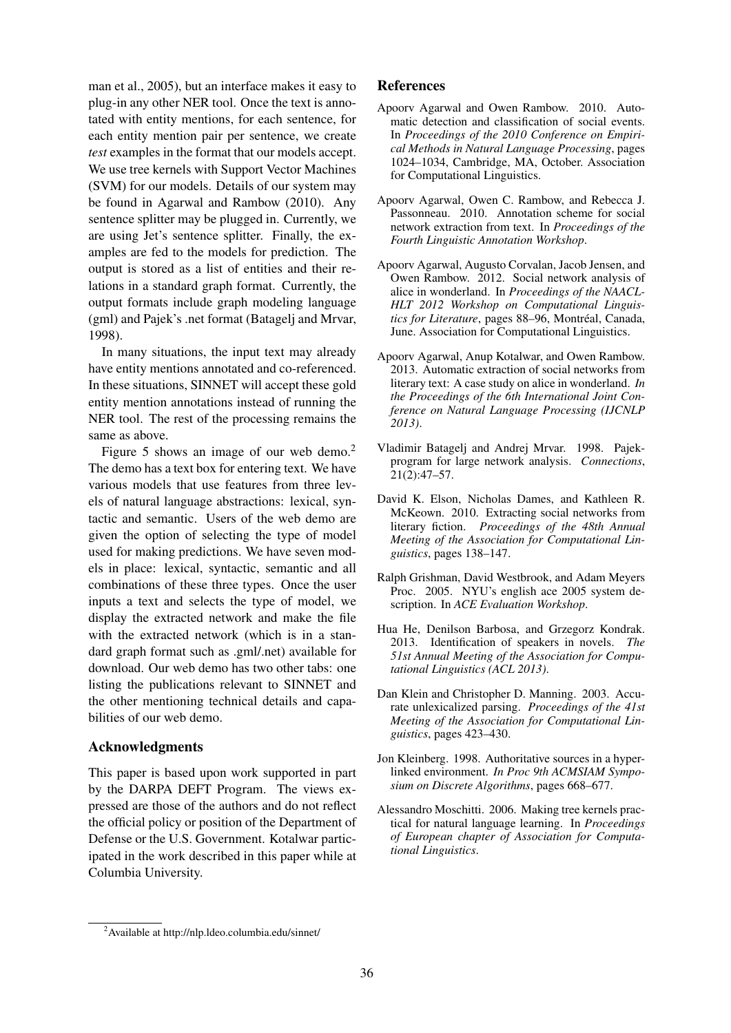man et al., 2005), but an interface makes it easy to plug-in any other NER tool. Once the text is annotated with entity mentions, for each sentence, for each entity mention pair per sentence, we create *test* examples in the format that our models accept. We use tree kernels with Support Vector Machines (SVM) for our models. Details of our system may be found in Agarwal and Rambow (2010). Any sentence splitter may be plugged in. Currently, we are using Jet's sentence splitter. Finally, the examples are fed to the models for prediction. The output is stored as a list of entities and their relations in a standard graph format. Currently, the output formats include graph modeling language (gml) and Pajek's .net format (Batagelj and Mrvar, 1998).

In many situations, the input text may already have entity mentions annotated and co-referenced. In these situations, SINNET will accept these gold entity mention annotations instead of running the NER tool. The rest of the processing remains the same as above.

Figure 5 shows an image of our web demo.[2] The demo has a text box for entering text. We have various models that use features from three levels of natural language abstractions: lexical, syntactic and semantic. Users of the web demo are given the option of selecting the type of model used for making predictions. We have seven models in place: lexical, syntactic, semantic and all combinations of these three types. Once the user inputs a text and selects the type of model, we display the extracted network and make the file with the extracted network (which is in a standard graph format such as .gml/.net) available for download. Our web demo has two other tabs: one listing the publications relevant to SINNET and the other mentioning technical details and capabilities of our web demo.

## Acknowledgments

This paper is based upon work supported in part by the DARPA DEFT Program. The views expressed are those of the authors and do not reflect the official policy or position of the Department of Defense or the U.S. Government. Kotalwar participated in the work described in this paper while at Columbia University.

[2] Available at http://nlp.ldeo.columbia.edu/sinnet/

## References

Apoorv Agarwal and Owen Rambow. 2010. Automatic detection and classification of social events. In *Proceedings of the 2010 Conference on Empirical Methods in Natural Language Processing*, pages 1024–1034, Cambridge, MA, October. Association for Computational Linguistics.

Apoorv Agarwal, Owen C. Rambow, and Rebecca J. Passonneau. 2010. Annotation scheme for social network extraction from text. In *Proceedings of the Fourth Linguistic Annotation Workshop*.

Apoorv Agarwal, Augusto Corvalan, Jacob Jensen, and Owen Rambow. 2012. Social network analysis of alice in wonderland. In *Proceedings of the NAACL-HLT 2012 Workshop on Computational Linguistics for Literature*, pages 88–96, Montréal, Canada, June. Association for Computational Linguistics.

Apoorv Agarwal, Anup Kotalwar, and Owen Rambow. 2013. Automatic extraction of social networks from literary text: A case study on alice in wonderland. *In the Proceedings of the 6th International Joint Conference on Natural Language Processing (IJCNLP 2013)*.

Vladimir Batagelj and Andrej Mrvar. 1998. Pajek-program for large network analysis. *Connections*, 21(2):47–57.

David K. Elson, Nicholas Dames, and Kathleen R. McKeown. 2010. Extracting social networks from literary fiction. *Proceedings of the 48th Annual Meeting of the Association for Computational Linguistics*, pages 138–147.

Ralph Grishman, David Westbrook, and Adam Meyers Proc. 2005. NYU's english ace 2005 system description. In *ACE Evaluation Workshop*.

Hua He, Denilson Barbosa, and Grzegorz Kondrak. 2013. Identification of speakers in novels. *The 51st Annual Meeting of the Association for Computational Linguistics (ACL 2013)*.

Dan Klein and Christopher D. Manning. 2003. Accurate unlexicalized parsing. *Proceedings of the 41st Meeting of the Association for Computational Linguistics*, pages 423–430.

Jon Kleinberg. 1998. Authoritative sources in a hyperlinked environment. *In Proc 9th ACMSIAM Symposium on Discrete Algorithms*, pages 668–677.

Alessandro Moschitti. 2006. Making tree kernels practical for natural language learning. In *Proceedings of European chapter of Association for Computational Linguistics*.